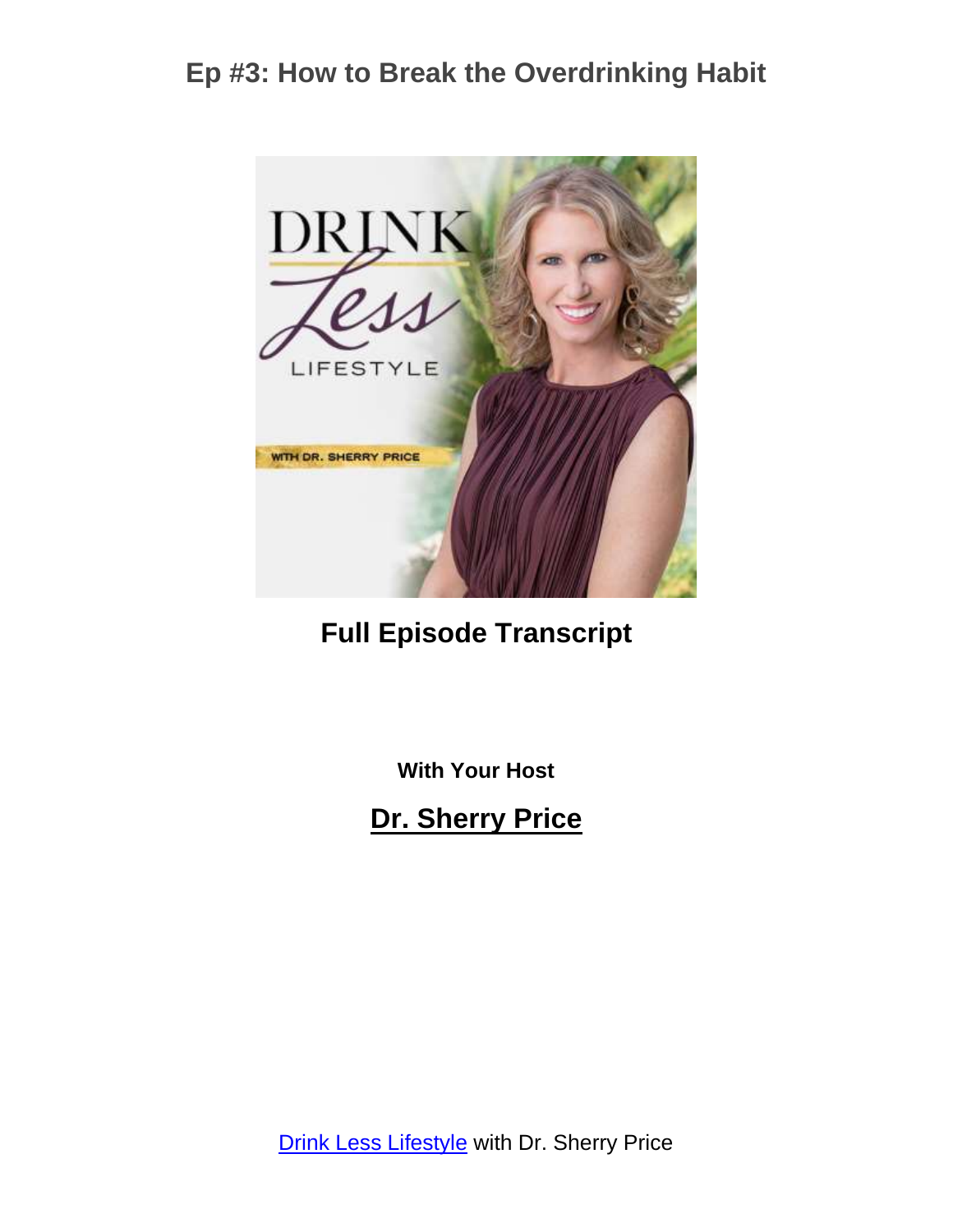# Ep #3: How to Break the Overdrinking Habit

## Full Episode Transcript

**With Your Host**

## Dr. Sherry Price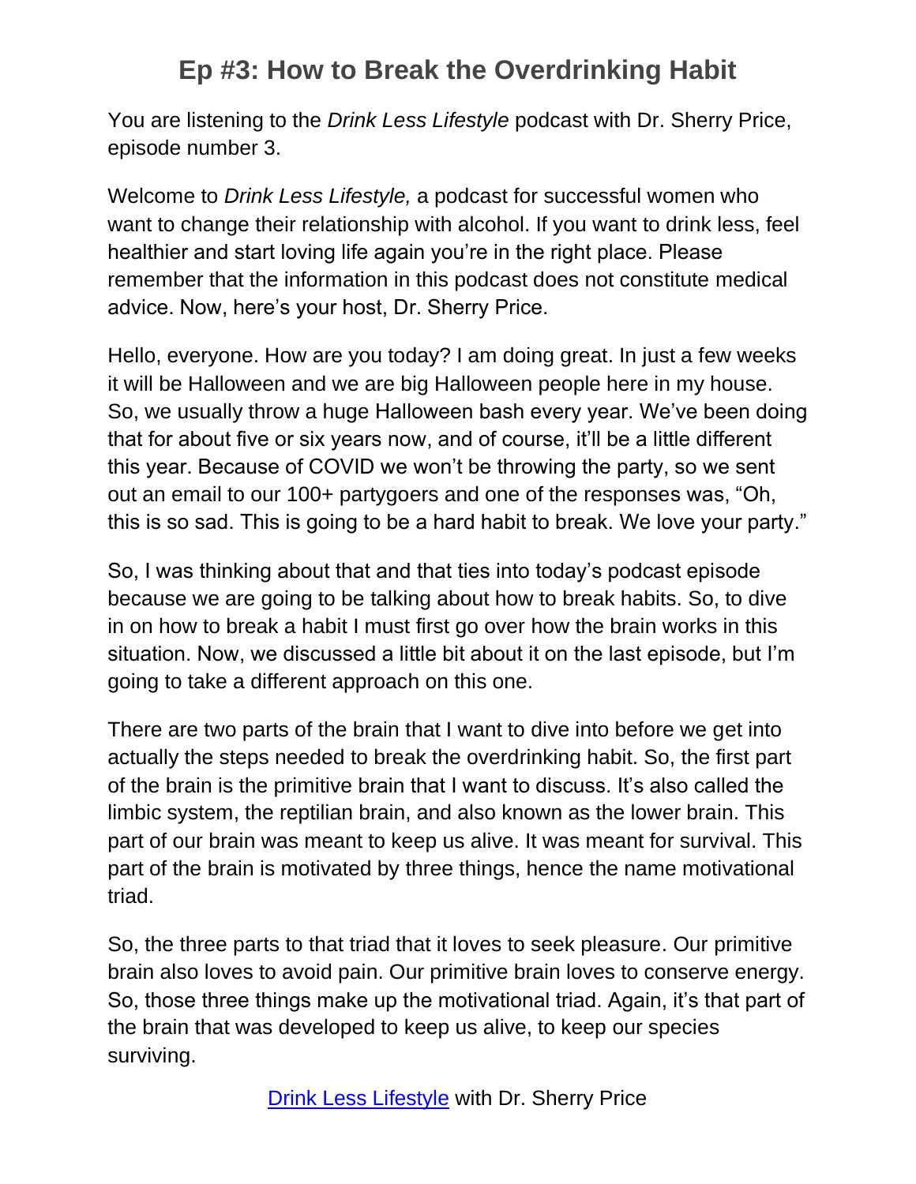# Ep #3: How to Break the Overdrinking Habit

You are listening to the *Drink Less Lifestyle* podcast with Dr. Sherry Price, episode number 3.

Welcome to *Drink Less Lifestyle,* a podcast for successful women who want to change their relationship with alcohol. If you want to drink less, feel healthier and start loving life again you're in the right place. Please remember that the information in this podcast does not constitute medical advice. Now, here's your host, Dr. Sherry Price.

Hello, everyone. How are you today? I am doing great. In just a few weeks it will be Halloween and we are big Halloween people here in my house. So, we usually throw a huge Halloween bash every year. We've been doing that for about five or six years now, and of course, it'll be a little different this year. Because of COVID we won't be throwing the party, so we sent out an email to our 100+ partygoers and one of the responses was, "Oh, this is so sad. This is going to be a hard habit to break. We love your party."

So, I was thinking about that and that ties into today's podcast episode because we are going to be talking about how to break habits. So, to dive in on how to break a habit I must first go over how the brain works in this situation. Now, we discussed a little bit about it on the last episode, but I'm going to take a different approach on this one.

There are two parts of the brain that I want to dive into before we get into actually the steps needed to break the overdrinking habit. So, the first part of the brain is the primitive brain that I want to discuss. It's also called the limbic system, the reptilian brain, and also known as the lower brain. This part of our brain was meant to keep us alive. It was meant for survival. This part of the brain is motivated by three things, hence the name motivational triad.

So, the three parts to that triad that it loves to seek pleasure. Our primitive brain also loves to avoid pain. Our primitive brain loves to conserve energy. So, those three things make up the motivational triad. Again, it's that part of the brain that was developed to keep us alive, to keep our species surviving.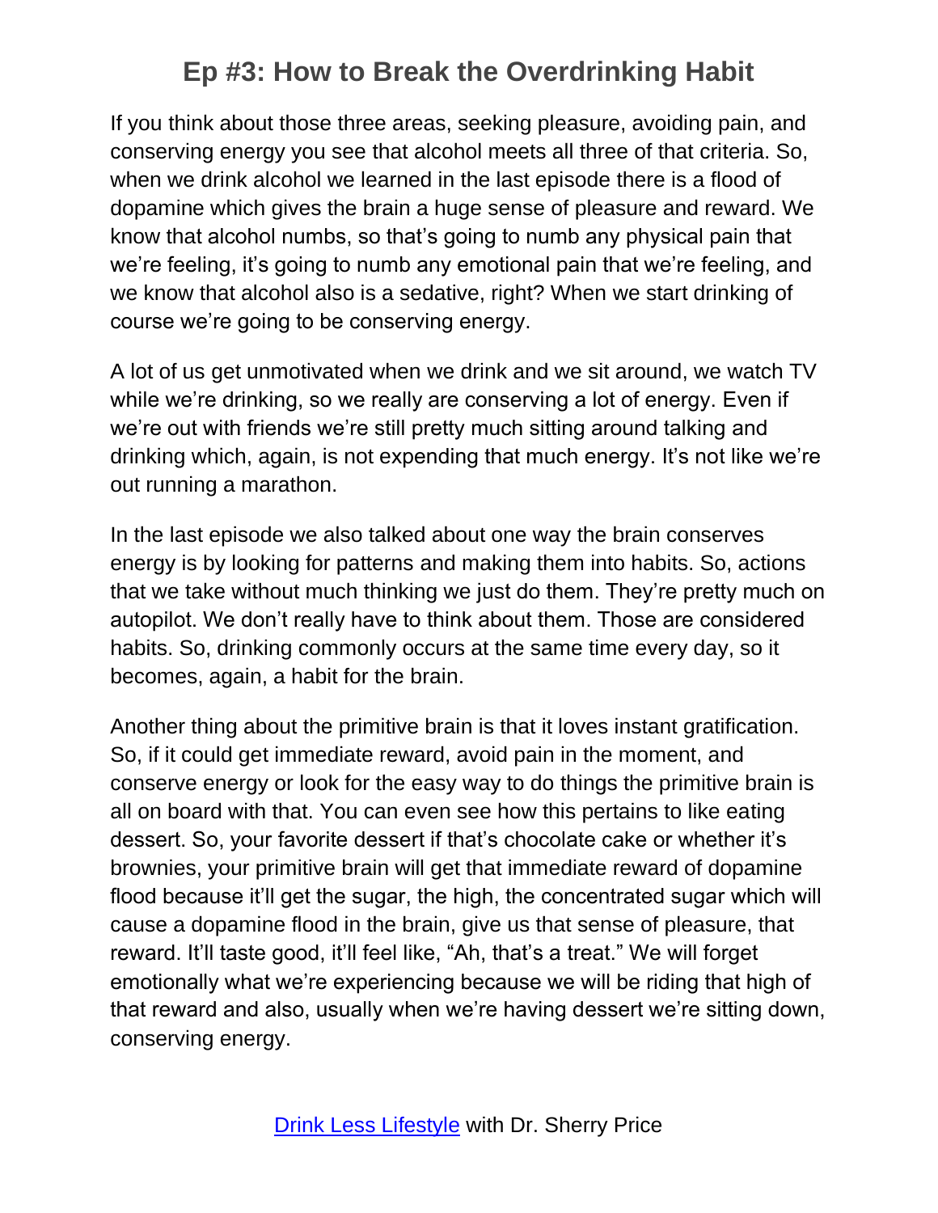If you think about those three areas, seeking pleasure, avoiding pain, and conserving energy you see that alcohol meets all three of that criteria. So, when we drink alcohol we learned in the last episode there is a flood of dopamine which gives the brain a huge sense of pleasure and reward. We know that alcohol numbs, so that's going to numb any physical pain that we're feeling, it's going to numb any emotional pain that we're feeling, and we know that alcohol also is a sedative, right? When we start drinking of course we're going to be conserving energy.

A lot of us get unmotivated when we drink and we sit around, we watch TV while we're drinking, so we really are conserving a lot of energy. Even if we're out with friends we're still pretty much sitting around talking and drinking which, again, is not expending that much energy. It's not like we're out running a marathon.

In the last episode we also talked about one way the brain conserves energy is by looking for patterns and making them into habits. So, actions that we take without much thinking we just do them. They're pretty much on autopilot. We don't really have to think about them. Those are considered habits. So, drinking commonly occurs at the same time every day, so it becomes, again, a habit for the brain.

Another thing about the primitive brain is that it loves instant gratification. So, if it could get immediate reward, avoid pain in the moment, and conserve energy or look for the easy way to do things the primitive brain is all on board with that. You can even see how this pertains to like eating dessert. So, your favorite dessert if that's chocolate cake or whether it's brownies, your primitive brain will get that immediate reward of dopamine flood because it'll get the sugar, the high, the concentrated sugar which will cause a dopamine flood in the brain, give us that sense of pleasure, that reward. It'll taste good, it'll feel like, "Ah, that's a treat." We will forget emotionally what we're experiencing because we will be riding that high of that reward and also, usually when we're having dessert we're sitting down, conserving energy.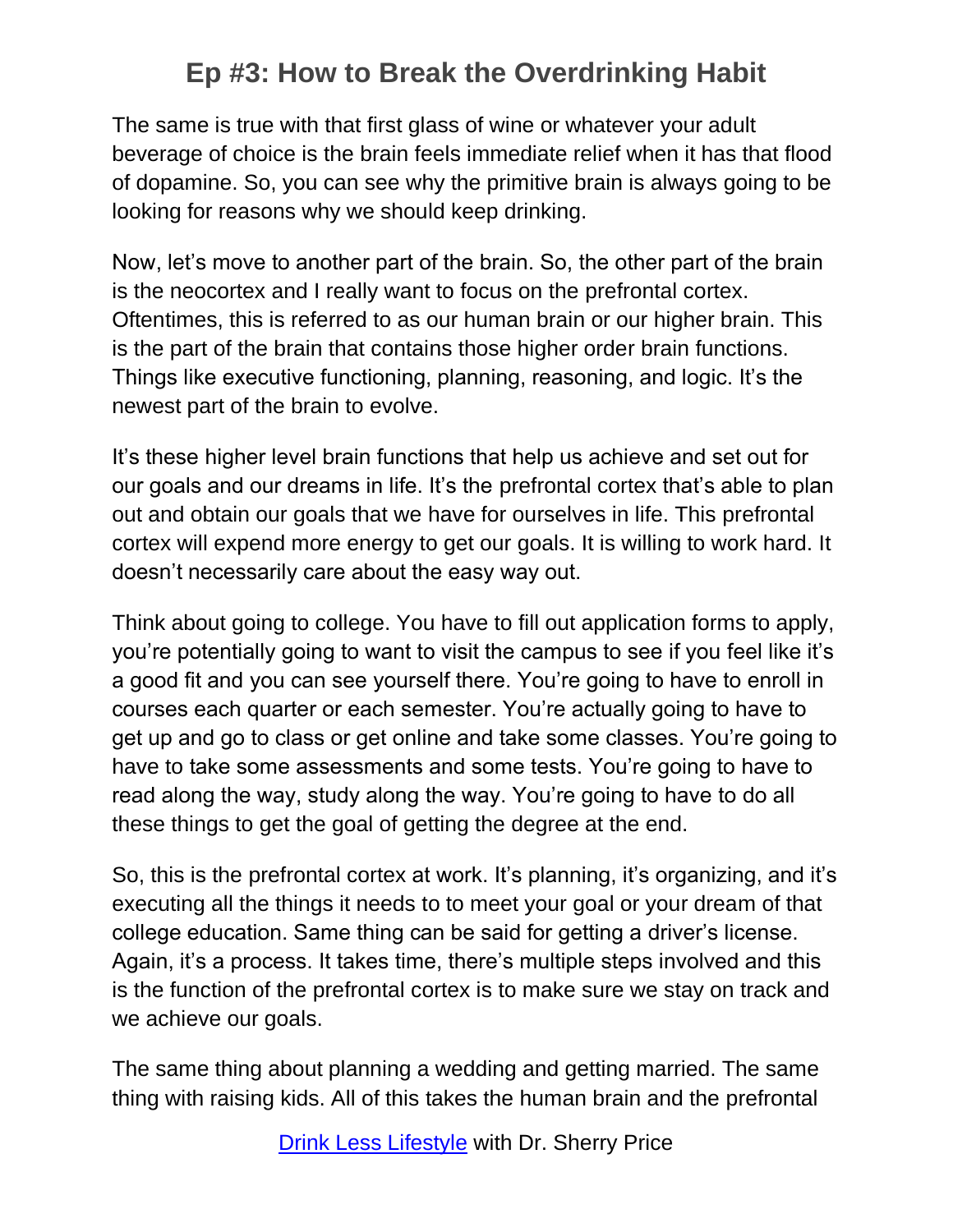The same is true with that first glass of wine or whatever your adult beverage of choice is the brain feels immediate relief when it has that flood of dopamine. So, you can see why the primitive brain is always going to be looking for reasons why we should keep drinking.

Now, let's move to another part of the brain. So, the other part of the brain is the neocortex and I really want to focus on the prefrontal cortex. Oftentimes, this is referred to as our human brain or our higher brain. This is the part of the brain that contains those higher order brain functions. Things like executive functioning, planning, reasoning, and logic. It's the newest part of the brain to evolve.

It's these higher level brain functions that help us achieve and set out for our goals and our dreams in life. It's the prefrontal cortex that's able to plan out and obtain our goals that we have for ourselves in life. This prefrontal cortex will expend more energy to get our goals. It is willing to work hard. It doesn't necessarily care about the easy way out.

Think about going to college. You have to fill out application forms to apply, you're potentially going to want to visit the campus to see if you feel like it's a good fit and you can see yourself there. You're going to have to enroll in courses each quarter or each semester. You're actually going to have to get up and go to class or get online and take some classes. You're going to have to take some assessments and some tests. You're going to have to read along the way, study along the way. You're going to have to do all these things to get the goal of getting the degree at the end.

So, this is the prefrontal cortex at work. It's planning, it's organizing, and it's executing all the things it needs to to meet your goal or your dream of that college education. Same thing can be said for getting a driver's license. Again, it's a process. It takes time, there's multiple steps involved and this is the function of the prefrontal cortex is to make sure we stay on track and we achieve our goals.

The same thing about planning a wedding and getting married. The same thing with raising kids. All of this takes the human brain and the prefrontal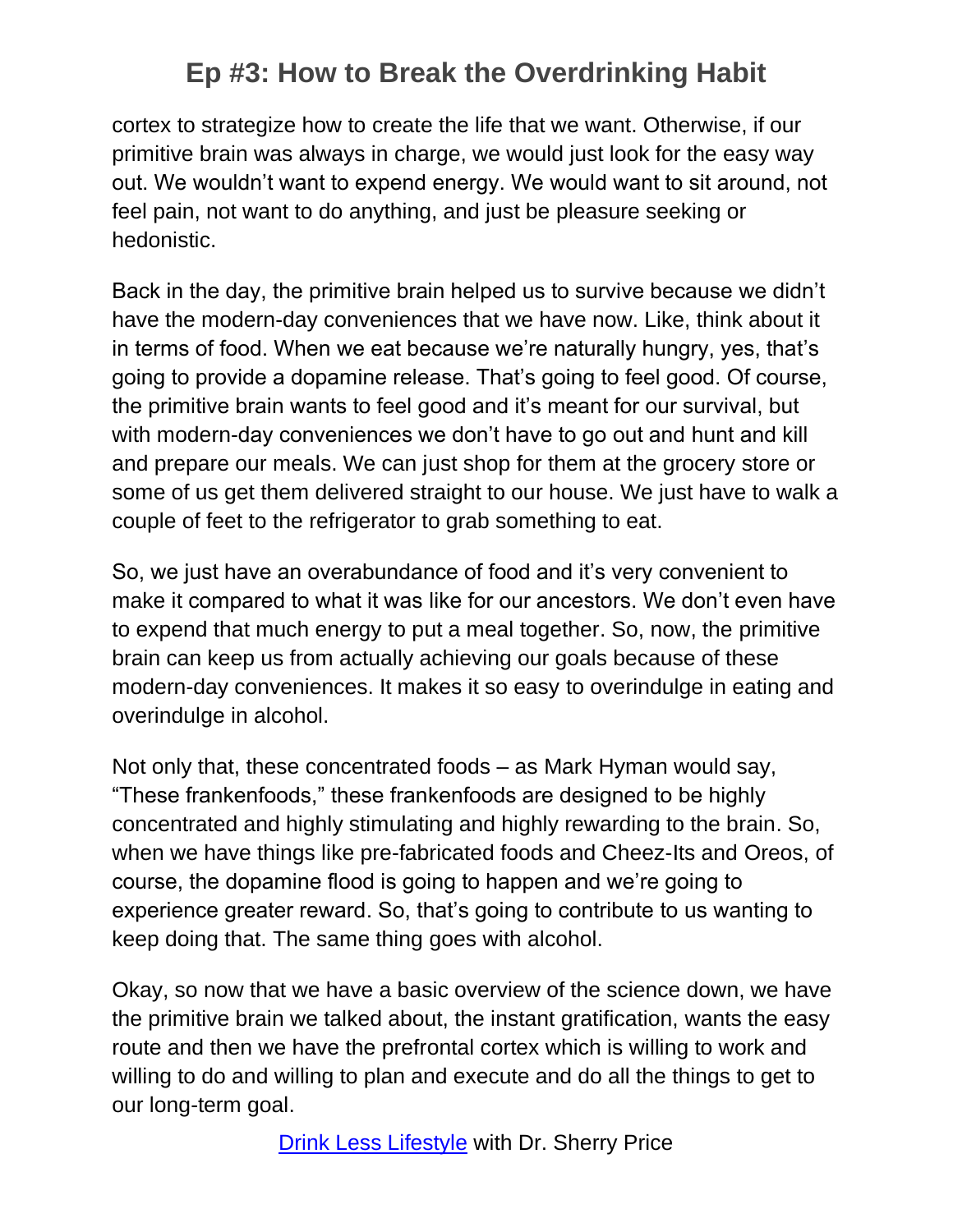cortex to strategize how to create the life that we want. Otherwise, if our primitive brain was always in charge, we would just look for the easy way out. We wouldn't want to expend energy. We would want to sit around, not feel pain, not want to do anything, and just be pleasure seeking or hedonistic.

Back in the day, the primitive brain helped us to survive because we didn't have the modern-day conveniences that we have now. Like, think about it in terms of food. When we eat because we're naturally hungry, yes, that's going to provide a dopamine release. That's going to feel good. Of course, the primitive brain wants to feel good and it's meant for our survival, but with modern-day conveniences we don't have to go out and hunt and kill and prepare our meals. We can just shop for them at the grocery store or some of us get them delivered straight to our house. We just have to walk a couple of feet to the refrigerator to grab something to eat.

So, we just have an overabundance of food and it's very convenient to make it compared to what it was like for our ancestors. We don't even have to expend that much energy to put a meal together. So, now, the primitive brain can keep us from actually achieving our goals because of these modern-day conveniences. It makes it so easy to overindulge in eating and overindulge in alcohol.

Not only that, these concentrated foods – as Mark Hyman would say, "These frankenfoods," these frankenfoods are designed to be highly concentrated and highly stimulating and highly rewarding to the brain. So, when we have things like pre-fabricated foods and Cheez-Its and Oreos, of course, the dopamine flood is going to happen and we're going to experience greater reward. So, that's going to contribute to us wanting to keep doing that. The same thing goes with alcohol.

Okay, so now that we have a basic overview of the science down, we have the primitive brain we talked about, the instant gratification, wants the easy route and then we have the prefrontal cortex which is willing to work and willing to do and willing to plan and execute and do all the things to get to our long-term goal.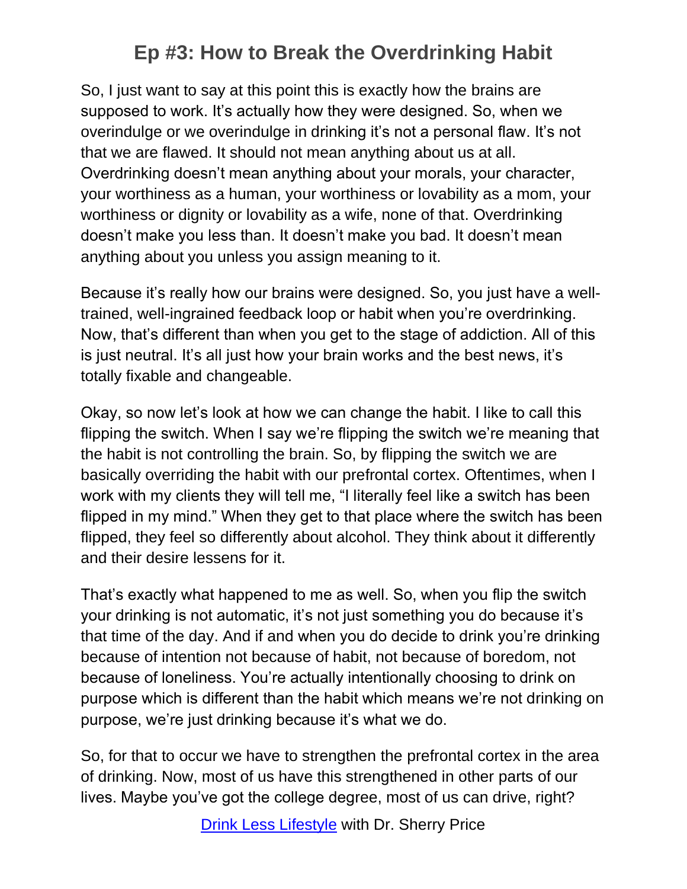So, I just want to say at this point this is exactly how the brains are supposed to work. It's actually how they were designed. So, when we overindulge or we overindulge in drinking it's not a personal flaw. It's not that we are flawed. It should not mean anything about us at all. Overdrinking doesn't mean anything about your morals, your character, your worthiness as a human, your worthiness or lovability as a mom, your worthiness or dignity or lovability as a wife, none of that. Overdrinking doesn't make you less than. It doesn't make you bad. It doesn't mean anything about you unless you assign meaning to it.

Because it's really how our brains were designed. So, you just have a well-trained, well-ingrained feedback loop or habit when you're overdrinking. Now, that's different than when you get to the stage of addiction. All of this is just neutral. It's all just how your brain works and the best news, it's totally fixable and changeable.

Okay, so now let's look at how we can change the habit. I like to call this flipping the switch. When I say we're flipping the switch we're meaning that the habit is not controlling the brain. So, by flipping the switch we are basically overriding the habit with our prefrontal cortex. Oftentimes, when I work with my clients they will tell me, "I literally feel like a switch has been flipped in my mind." When they get to that place where the switch has been flipped, they feel so differently about alcohol. They think about it differently and their desire lessens for it.

That's exactly what happened to me as well. So, when you flip the switch your drinking is not automatic, it's not just something you do because it's that time of the day. And if and when you do decide to drink you're drinking because of intention not because of habit, not because of boredom, not because of loneliness. You're actually intentionally choosing to drink on purpose which is different than the habit which means we're not drinking on purpose, we're just drinking because it's what we do.

So, for that to occur we have to strengthen the prefrontal cortex in the area of drinking. Now, most of us have this strengthened in other parts of our lives. Maybe you've got the college degree, most of us can drive, right?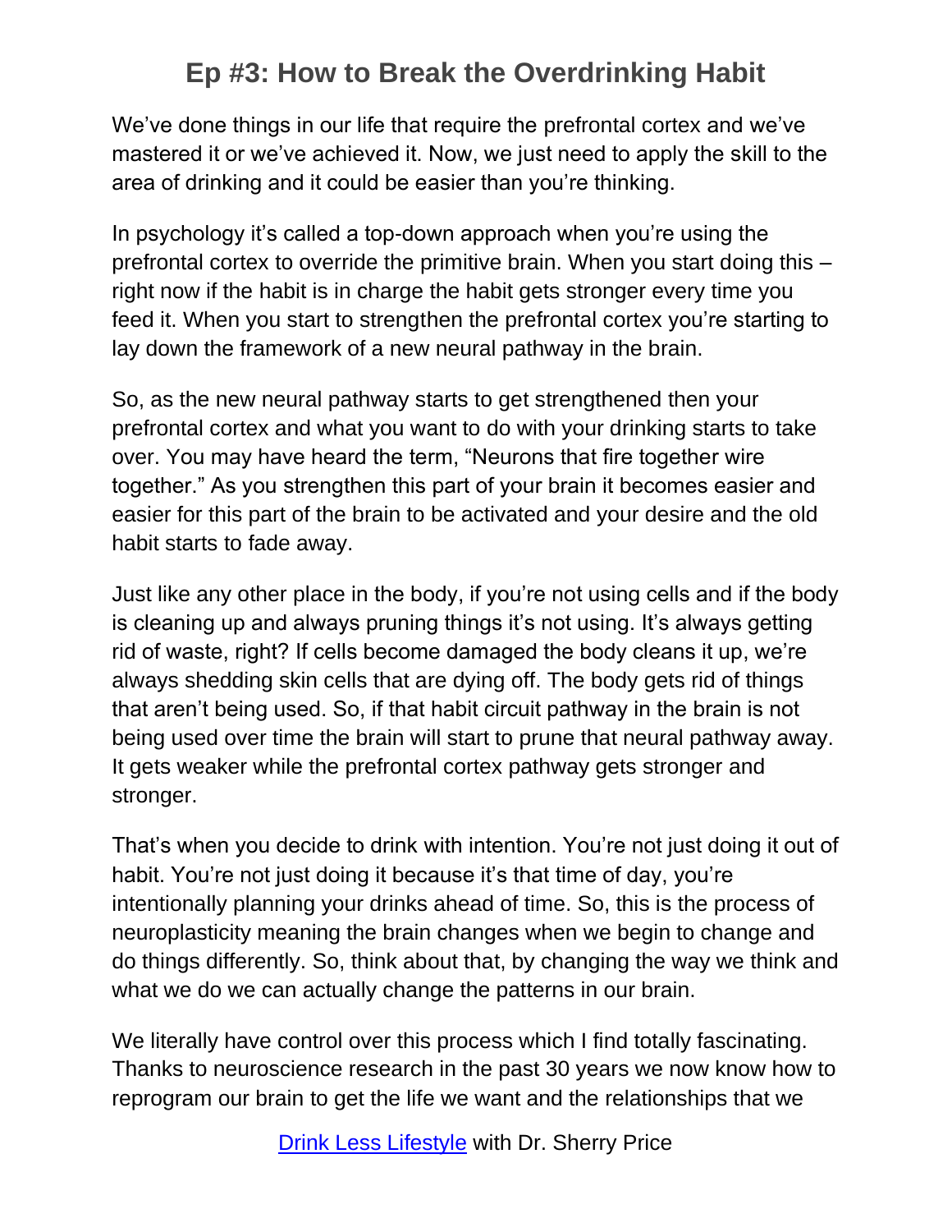We've done things in our life that require the prefrontal cortex and we've mastered it or we've achieved it. Now, we just need to apply the skill to the area of drinking and it could be easier than you're thinking.

In psychology it's called a top-down approach when you're using the prefrontal cortex to override the primitive brain. When you start doing this – right now if the habit is in charge the habit gets stronger every time you feed it. When you start to strengthen the prefrontal cortex you're starting to lay down the framework of a new neural pathway in the brain.

So, as the new neural pathway starts to get strengthened then your prefrontal cortex and what you want to do with your drinking starts to take over. You may have heard the term, "Neurons that fire together wire together." As you strengthen this part of your brain it becomes easier and easier for this part of the brain to be activated and your desire and the old habit starts to fade away.

Just like any other place in the body, if you're not using cells and if the body is cleaning up and always pruning things it's not using. It's always getting rid of waste, right? If cells become damaged the body cleans it up, we're always shedding skin cells that are dying off. The body gets rid of things that aren't being used. So, if that habit circuit pathway in the brain is not being used over time the brain will start to prune that neural pathway away. It gets weaker while the prefrontal cortex pathway gets stronger and stronger.

That's when you decide to drink with intention. You're not just doing it out of habit. You're not just doing it because it's that time of day, you're intentionally planning your drinks ahead of time. So, this is the process of neuroplasticity meaning the brain changes when we begin to change and do things differently. So, think about that, by changing the way we think and what we do we can actually change the patterns in our brain.

We literally have control over this process which I find totally fascinating. Thanks to neuroscience research in the past 30 years we now know how to reprogram our brain to get the life we want and the relationships that we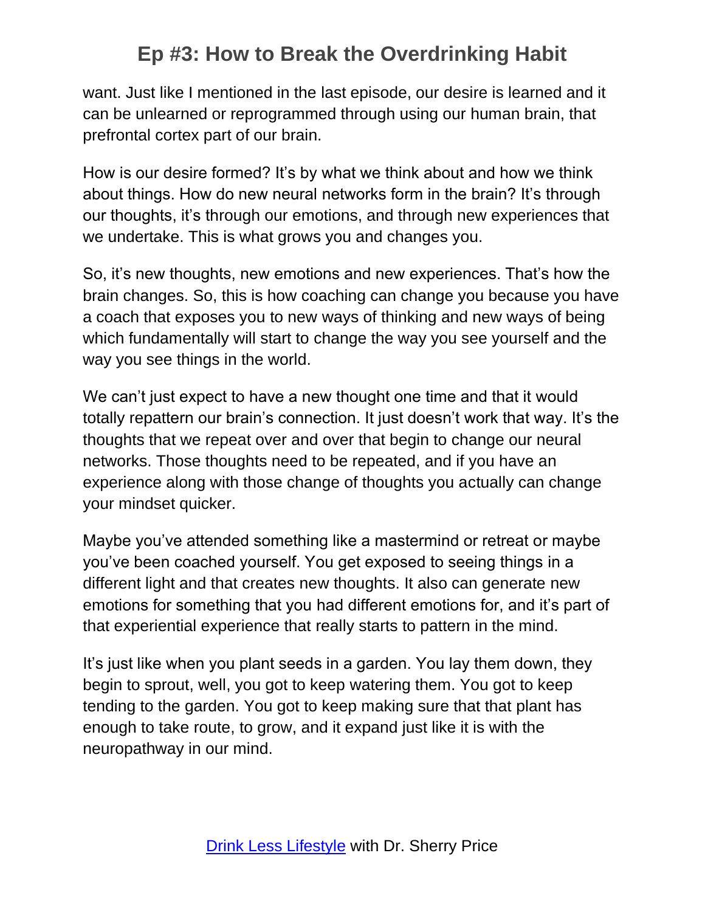want. Just like I mentioned in the last episode, our desire is learned and it can be unlearned or reprogrammed through using our human brain, that prefrontal cortex part of our brain.

How is our desire formed? It's by what we think about and how we think about things. How do new neural networks form in the brain? It's through our thoughts, it's through our emotions, and through new experiences that we undertake. This is what grows you and changes you.

So, it's new thoughts, new emotions and new experiences. That's how the brain changes. So, this is how coaching can change you because you have a coach that exposes you to new ways of thinking and new ways of being which fundamentally will start to change the way you see yourself and the way you see things in the world.

We can't just expect to have a new thought one time and that it would totally repattern our brain's connection. It just doesn't work that way. It's the thoughts that we repeat over and over that begin to change our neural networks. Those thoughts need to be repeated, and if you have an experience along with those change of thoughts you actually can change your mindset quicker.

Maybe you've attended something like a mastermind or retreat or maybe you've been coached yourself. You get exposed to seeing things in a different light and that creates new thoughts. It also can generate new emotions for something that you had different emotions for, and it's part of that experiential experience that really starts to pattern in the mind.

It's just like when you plant seeds in a garden. You lay them down, they begin to sprout, well, you got to keep watering them. You got to keep tending to the garden. You got to keep making sure that that plant has enough to take route, to grow, and it expand just like it is with the neuropathway in our mind.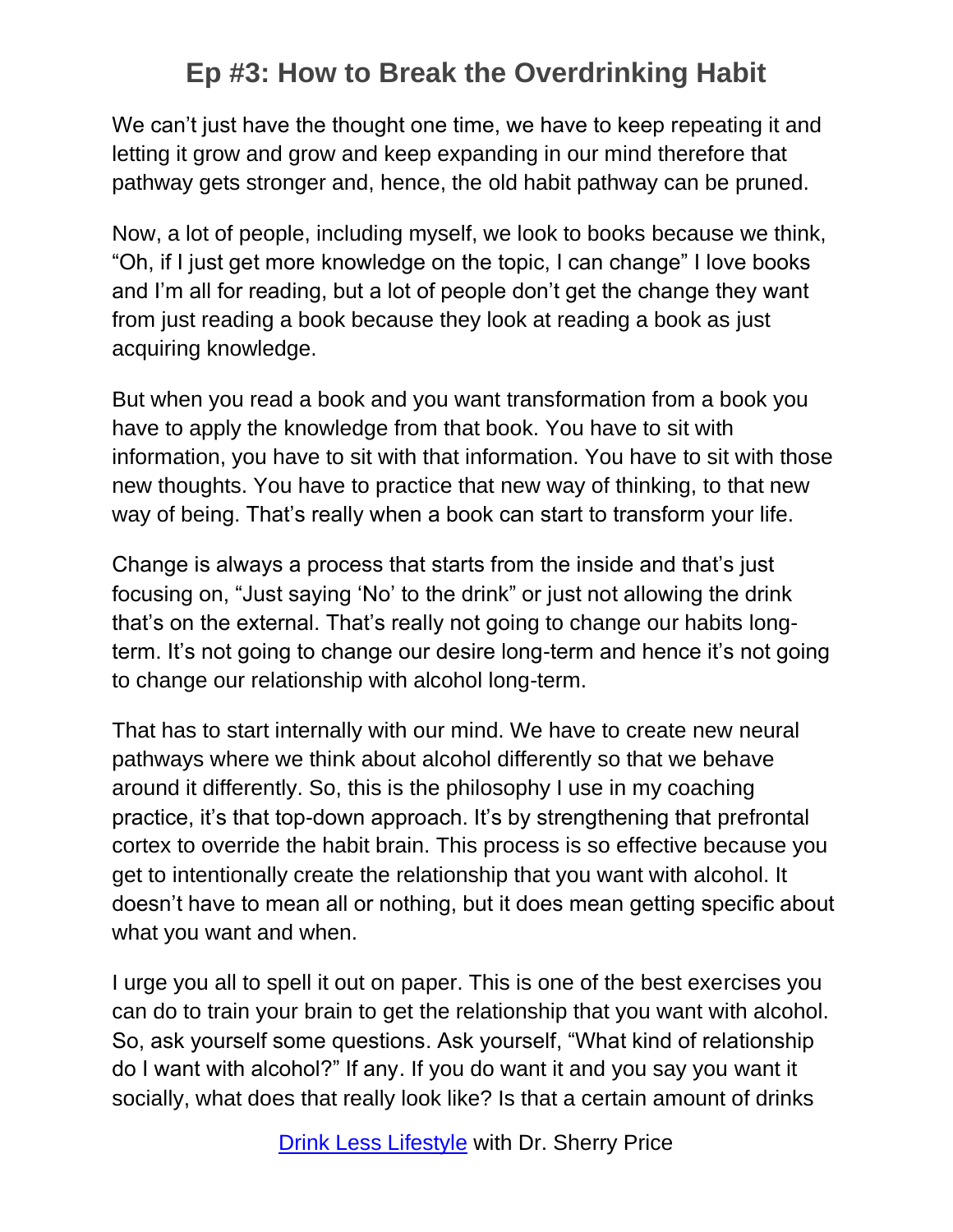We can't just have the thought one time, we have to keep repeating it and letting it grow and grow and keep expanding in our mind therefore that pathway gets stronger and, hence, the old habit pathway can be pruned.

Now, a lot of people, including myself, we look to books because we think, "Oh, if I just get more knowledge on the topic, I can change" I love books and I'm all for reading, but a lot of people don't get the change they want from just reading a book because they look at reading a book as just acquiring knowledge.

But when you read a book and you want transformation from a book you have to apply the knowledge from that book. You have to sit with information, you have to sit with that information. You have to sit with those new thoughts. You have to practice that new way of thinking, to that new way of being. That's really when a book can start to transform your life.

Change is always a process that starts from the inside and that's just focusing on, "Just saying 'No' to the drink" or just not allowing the drink that's on the external. That's really not going to change our habits long-term. It's not going to change our desire long-term and hence it's not going to change our relationship with alcohol long-term.

That has to start internally with our mind. We have to create new neural pathways where we think about alcohol differently so that we behave around it differently. So, this is the philosophy I use in my coaching practice, it's that top-down approach. It's by strengthening that prefrontal cortex to override the habit brain. This process is so effective because you get to intentionally create the relationship that you want with alcohol. It doesn't have to mean all or nothing, but it does mean getting specific about what you want and when.

I urge you all to spell it out on paper. This is one of the best exercises you can do to train your brain to get the relationship that you want with alcohol. So, ask yourself some questions. Ask yourself, "What kind of relationship do I want with alcohol?" If any. If you do want it and you say you want it socially, what does that really look like? Is that a certain amount of drinks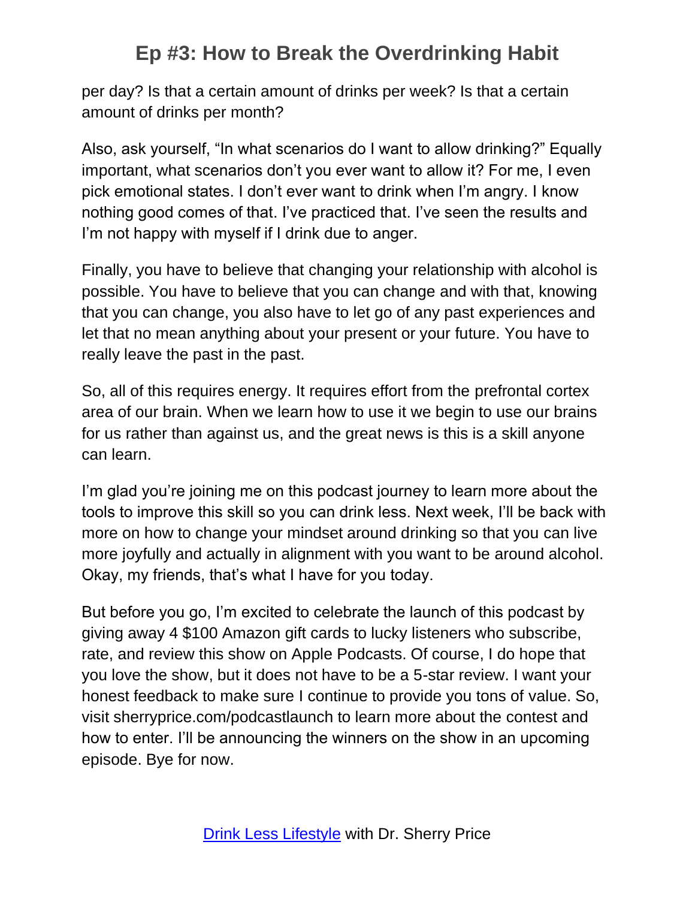per day? Is that a certain amount of drinks per week? Is that a certain amount of drinks per month?

Also, ask yourself, “In what scenarios do I want to allow drinking?” Equally important, what scenarios don’t you ever want to allow it? For me, I even pick emotional states. I don’t ever want to drink when I’m angry. I know nothing good comes of that. I’ve practiced that. I’ve seen the results and I’m not happy with myself if I drink due to anger.

Finally, you have to believe that changing your relationship with alcohol is possible. You have to believe that you can change and with that, knowing that you can change, you also have to let go of any past experiences and let that no mean anything about your present or your future. You have to really leave the past in the past.

So, all of this requires energy. It requires effort from the prefrontal cortex area of our brain. When we learn how to use it we begin to use our brains for us rather than against us, and the great news is this is a skill anyone can learn.

I’m glad you’re joining me on this podcast journey to learn more about the tools to improve this skill so you can drink less. Next week, I’ll be back with more on how to change your mindset around drinking so that you can live more joyfully and actually in alignment with you want to be around alcohol. Okay, my friends, that’s what I have for you today.

But before you go, I’m excited to celebrate the launch of this podcast by giving away 4 $100 Amazon gift cards to lucky listeners who subscribe, rate, and review this show on Apple Podcasts. Of course, I do hope that you love the show, but it does not have to be a 5-star review. I want your honest feedback to make sure I continue to provide you tons of value. So, visit sherryprice.com/podcastlaunch to learn more about the contest and how to enter. I’ll be announcing the winners on the show in an upcoming episode. Bye for now.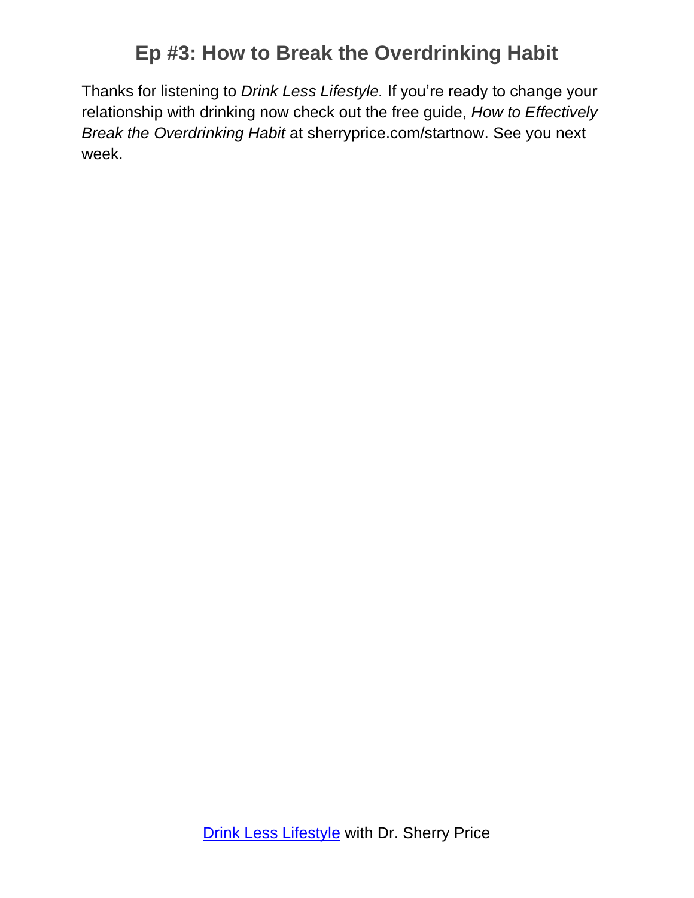# Ep #3: How to Break the Overdrinking Habit

Thanks for listening to *Drink Less Lifestyle.* If you're ready to change your relationship with drinking now check out the free guide, *How to Effectively Break the Overdrinking Habit* at sherryprice.com/startnow. See you next week.